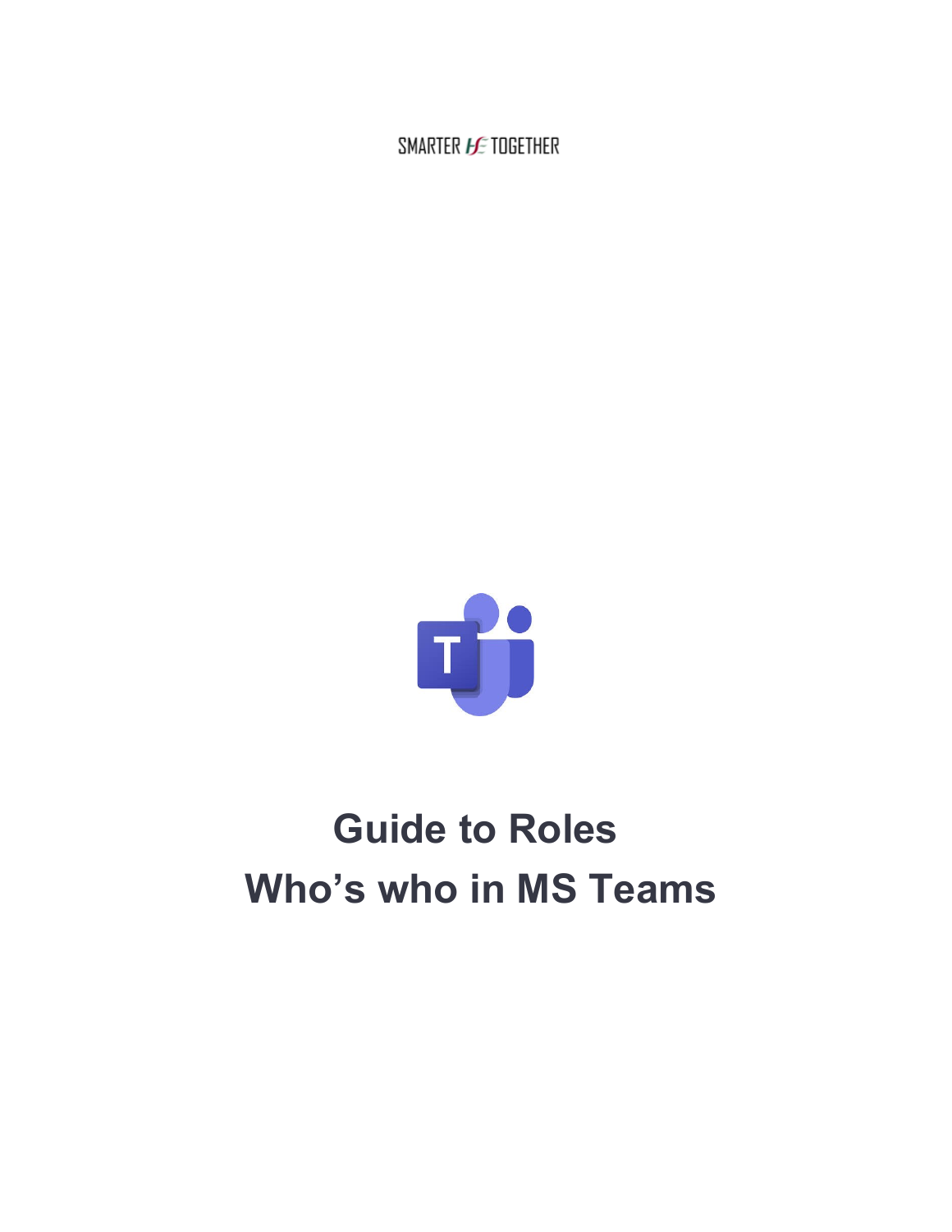SMARTER TOGETHER

# Guide to Roles
# Who's who in MS Teams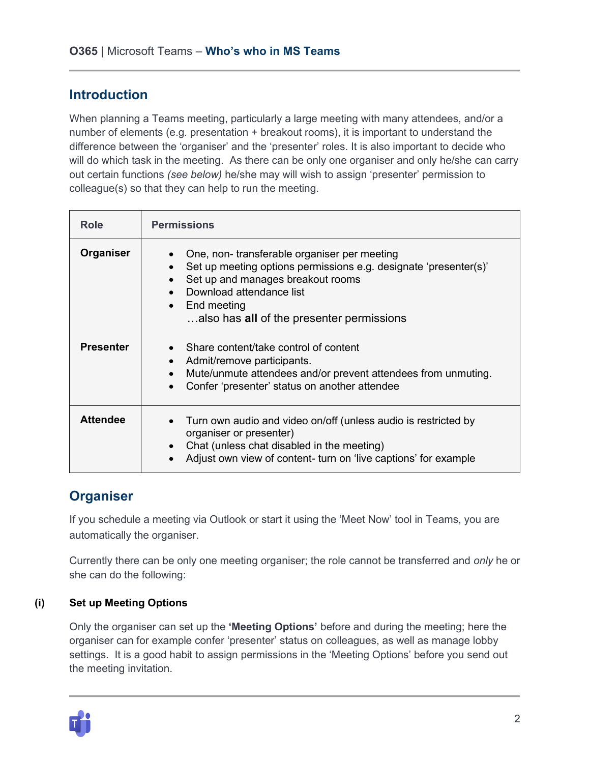## Introduction

When planning a Teams meeting, particularly a large meeting with many attendees, and/or a number of elements (e.g. presentation + breakout rooms), it is important to understand the difference between the 'organiser' and the 'presenter' roles. It is also important to decide who will do which task in the meeting. As there can be only one organiser and only he/she can carry out certain functions *(see below)* he/she may will wish to assign 'presenter' permission to colleague(s) so that they can help to run the meeting.

| Role | Permissions |
|---|---|
| **Organiser** | • One, non- transferable organiser per meeting<br>• Set up meeting options permissions e.g. designate 'presenter(s)'<br>• Set up and manages breakout rooms<br>• Download attendance list<br>• End meeting<br>…also has **all** of the presenter permissions |
| **Presenter** | • Share content/take control of content<br>• Admit/remove participants.<br>• Mute/unmute attendees and/or prevent attendees from unmuting.<br>• Confer 'presenter' status on another attendee |
| **Attendee** | • Turn own audio and video on/off (unless audio is restricted by organiser or presenter)<br>• Chat (unless chat disabled in the meeting)<br>• Adjust own view of content- turn on 'live captions' for example |

## Organiser

If you schedule a meeting via Outlook or start it using the 'Meet Now' tool in Teams, you are automatically the organiser.

Currently there can be only one meeting organiser; the role cannot be transferred and *only* he or she can do the following:

### (i) Set up Meeting Options

Only the organiser can set up the **'Meeting Options'** before and during the meeting; here the organiser can for example confer 'presenter' status on colleagues, as well as manage lobby settings. It is a good habit to assign permissions in the 'Meeting Options' before you send out the meeting invitation.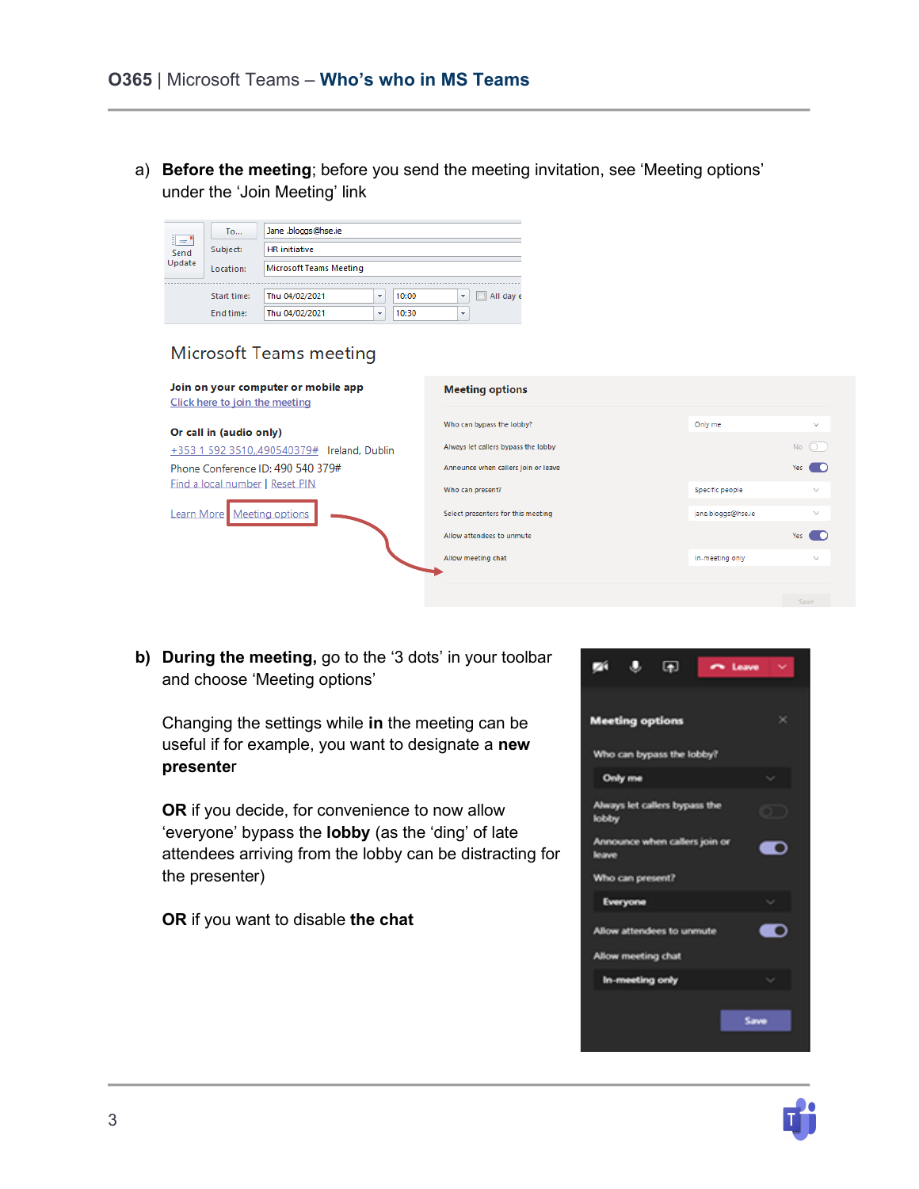a) **Before the meeting**; before you send the meeting invitation, see 'Meeting options' under the 'Join Meeting' link

b) **During the meeting,** go to the '3 dots' in your toolbar and choose 'Meeting options'

Changing the settings while **in** the meeting can be useful if for example, you want to designate a **new presenter**

**OR** if you decide, for convenience to now allow 'everyone' bypass the **lobby** (as the 'ding' of late attendees arriving from the lobby can be distracting for the presenter)

**OR** if you want to disable **the chat**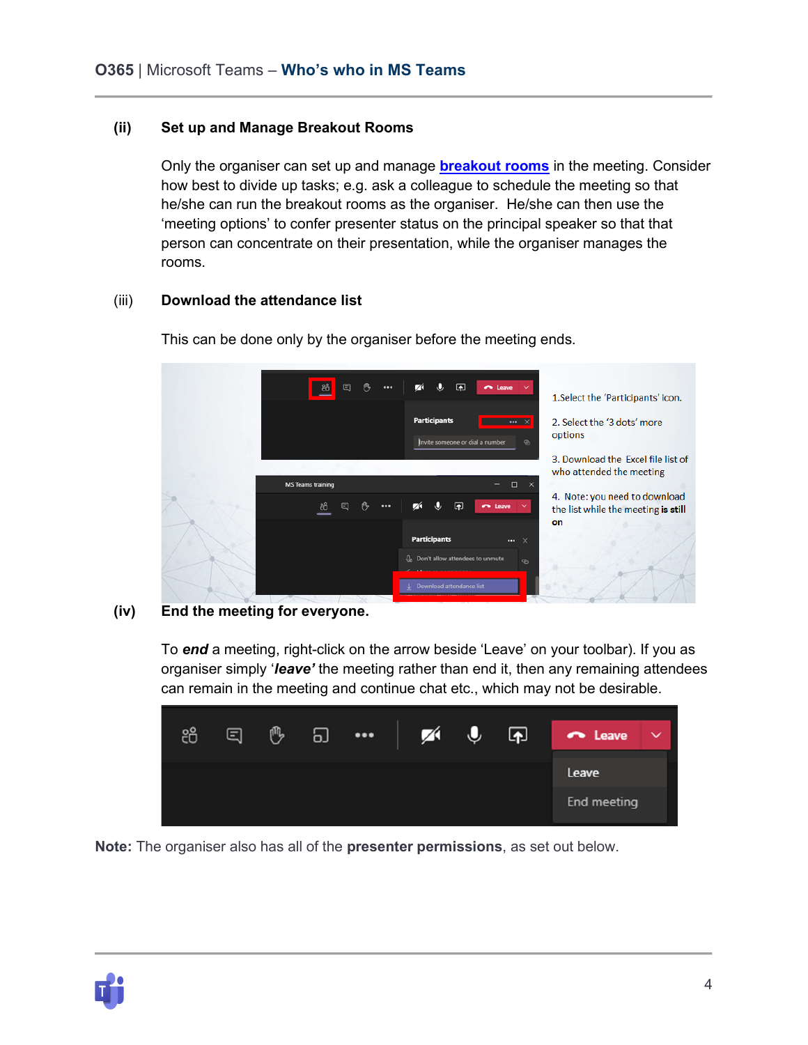## (ii) Set up and Manage Breakout Rooms

Only the organiser can set up and manage **breakout rooms** in the meeting. Consider how best to divide up tasks; e.g. ask a colleague to schedule the meeting so that he/she can run the breakout rooms as the organiser. He/she can then use the 'meeting options' to confer presenter status on the principal speaker so that that person can concentrate on their presentation, while the organiser manages the rooms.

## (iii) Download the attendance list

This can be done only by the organiser before the meeting ends.

## (iv) End the meeting for everyone.

To ***end*** a meeting, right-click on the arrow beside 'Leave' on your toolbar). If you as organiser simply '***leave'*** the meeting rather than end it, then any remaining attendees can remain in the meeting and continue chat etc., which may not be desirable.

**Note:** The organiser also has all of the **presenter permissions**, as set out below.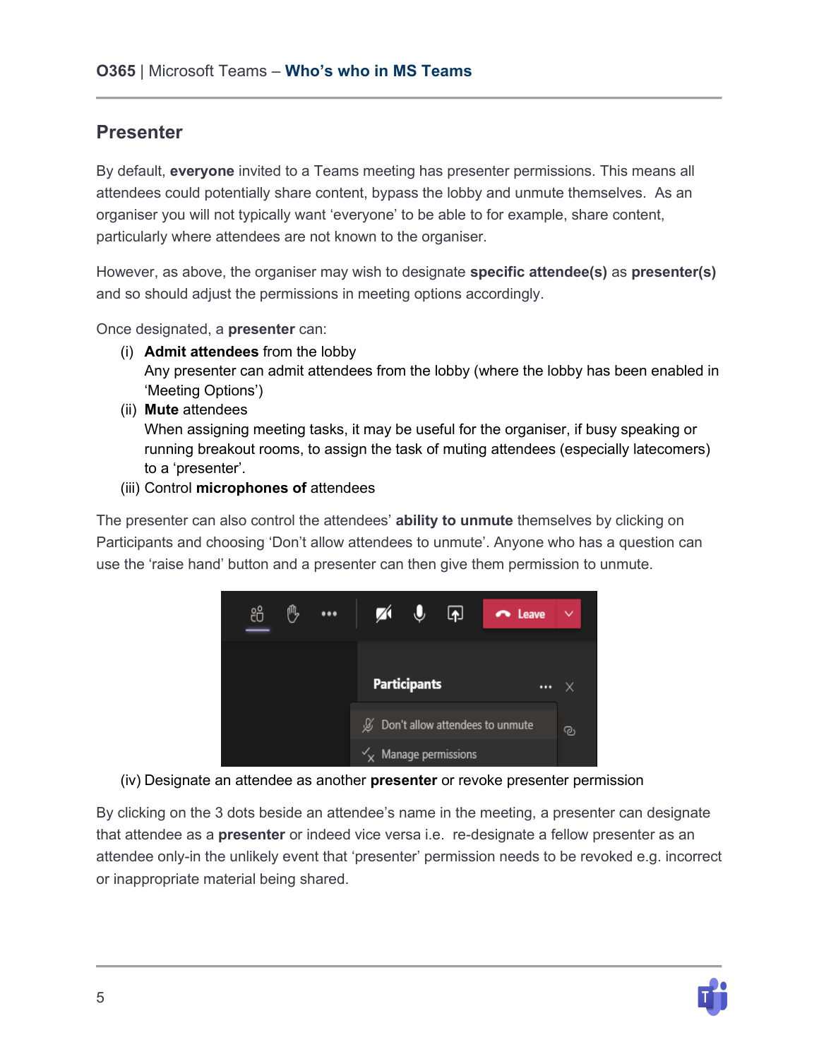## Presenter

By default, **everyone** invited to a Teams meeting has presenter permissions. This means all attendees could potentially share content, bypass the lobby and unmute themselves. As an organiser you will not typically want 'everyone' to be able to for example, share content, particularly where attendees are not known to the organiser.

However, as above, the organiser may wish to designate **specific attendee(s)** as **presenter(s)** and so should adjust the permissions in meeting options accordingly.

Once designated, a **presenter** can:

(i) **Admit attendees** from the lobby
Any presenter can admit attendees from the lobby (where the lobby has been enabled in 'Meeting Options')

(ii) **Mute** attendees
When assigning meeting tasks, it may be useful for the organiser, if busy speaking or running breakout rooms, to assign the task of muting attendees (especially latecomers) to a 'presenter'.

(iii) Control **microphones of** attendees

The presenter can also control the attendees' **ability to unmute** themselves by clicking on Participants and choosing 'Don't allow attendees to unmute'. Anyone who has a question can use the 'raise hand' button and a presenter can then give them permission to unmute.

(iv) Designate an attendee as another **presenter** or revoke presenter permission

By clicking on the 3 dots beside an attendee's name in the meeting, a presenter can designate that attendee as a **presenter** or indeed vice versa i.e. re-designate a fellow presenter as an attendee only-in the unlikely event that 'presenter' permission needs to be revoked e.g. incorrect or inappropriate material being shared.